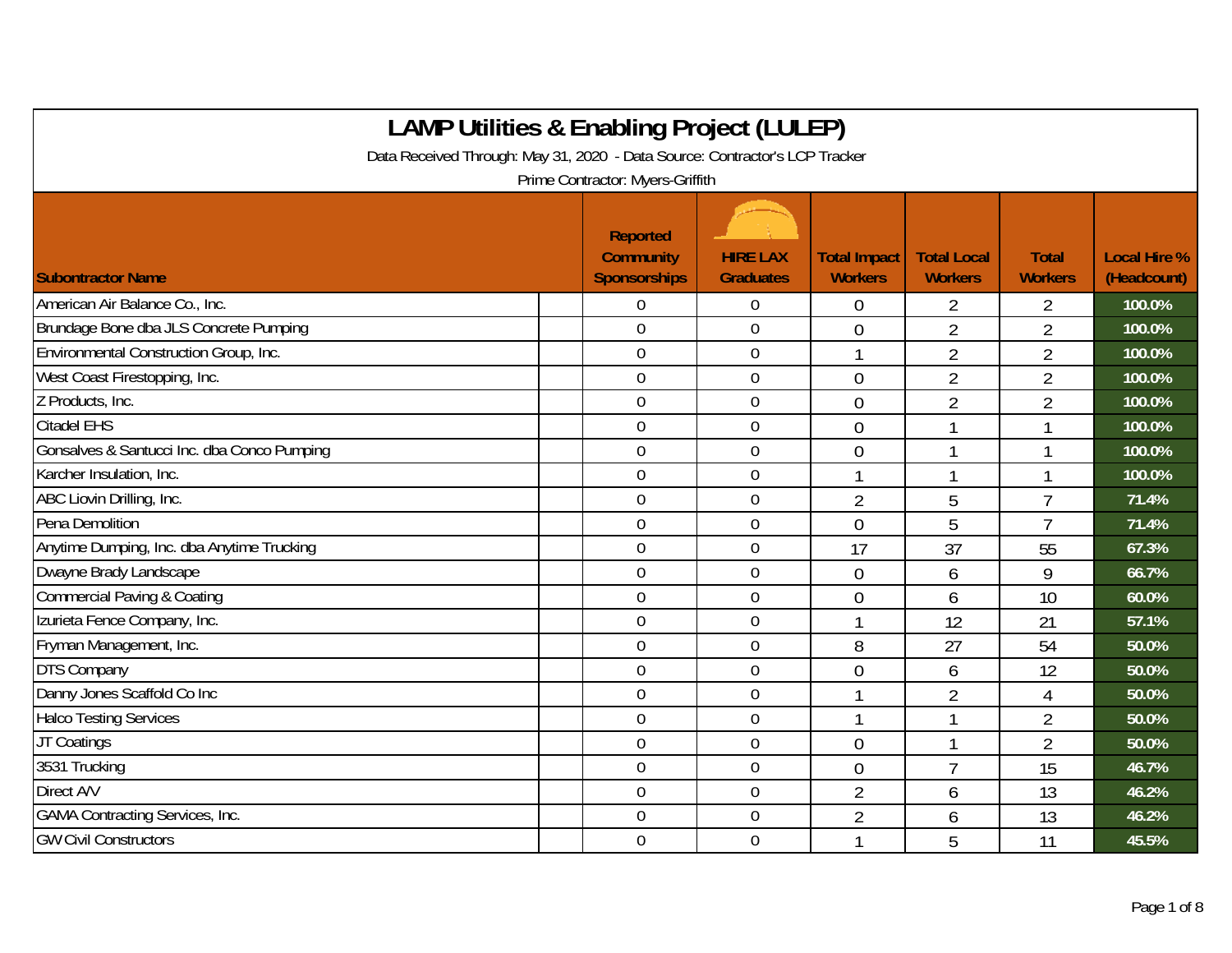# LAMP Utilities & Enabling Project (LULEP)

Data Received Through: May 31, 2020 - Data Source: Contractor's LCP Tracker

Prime Contractor: Myers-Griffith

| Subontractor Name | Reported Community Sponsorships | HIRE LAX Graduates | Total Impact Workers | Total Local Workers | Total Workers | Local Hire % (Headcount) |
|---|---|---|---|---|---|---|
| American Air Balance Co., Inc. | 0 | 0 | 0 | 2 | 2 | 100.0% |
| Brundage Bone dba JLS Concrete Pumping | 0 | 0 | 0 | 2 | 2 | 100.0% |
| Environmental Construction Group, Inc. | 0 | 0 | 1 | 2 | 2 | 100.0% |
| West Coast Firestopping, Inc. | 0 | 0 | 0 | 2 | 2 | 100.0% |
| Z Products, Inc. | 0 | 0 | 0 | 2 | 2 | 100.0% |
| Citadel EHS | 0 | 0 | 0 | 1 | 1 | 100.0% |
| Gonsalves & Santucci Inc. dba Conco Pumping | 0 | 0 | 0 | 1 | 1 | 100.0% |
| Karcher Insulation, Inc. | 0 | 0 | 1 | 1 | 1 | 100.0% |
| ABC Liovin Drilling, Inc. | 0 | 0 | 2 | 5 | 7 | 71.4% |
| Pena Demolition | 0 | 0 | 0 | 5 | 7 | 71.4% |
| Anytime Dumping, Inc. dba Anytime Trucking | 0 | 0 | 17 | 37 | 55 | 67.3% |
| Dwayne Brady Landscape | 0 | 0 | 0 | 6 | 9 | 66.7% |
| Commercial Paving & Coating | 0 | 0 | 0 | 6 | 10 | 60.0% |
| Izurieta Fence Company, Inc. | 0 | 0 | 1 | 12 | 21 | 57.1% |
| Fryman Management, Inc. | 0 | 0 | 8 | 27 | 54 | 50.0% |
| DTS Company | 0 | 0 | 0 | 6 | 12 | 50.0% |
| Danny Jones Scaffold Co Inc | 0 | 0 | 1 | 2 | 4 | 50.0% |
| Halco Testing Services | 0 | 0 | 1 | 1 | 2 | 50.0% |
| JT Coatings | 0 | 0 | 0 | 1 | 2 | 50.0% |
| 3531 Trucking | 0 | 0 | 0 | 7 | 15 | 46.7% |
| Direct A/V | 0 | 0 | 2 | 6 | 13 | 46.2% |
| GAMA Contracting Services, Inc. | 0 | 0 | 2 | 6 | 13 | 46.2% |
| GW Civil Constructors | 0 | 0 | 1 | 5 | 11 | 45.5% |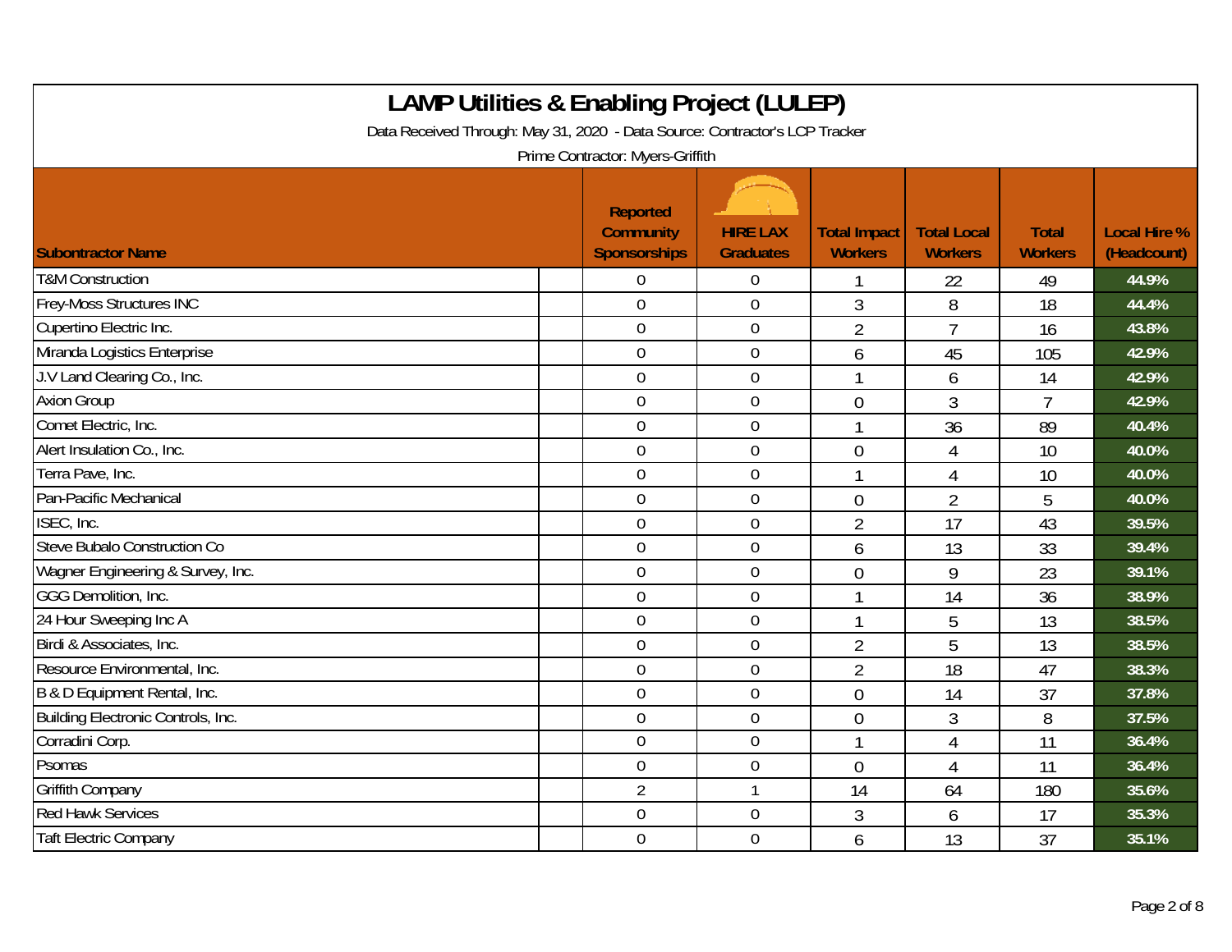# LAMP Utilities & Enabling Project (LULEP)

Data Received Through: May 31, 2020 - Data Source: Contractor's LCP Tracker

Prime Contractor: Myers-Griffith

| Subontractor Name | Reported Community Sponsorships | HIRE LAX Graduates | Total Impact Workers | Total Local Workers | Total Workers | Local Hire % (Headcount) |
|---|---|---|---|---|---|---|
| T&M Construction | 0 | 0 | 1 | 22 | 49 | 44.9% |
| Frey-Moss Structures INC | 0 | 0 | 3 | 8 | 18 | 44.4% |
| Cupertino Electric Inc. | 0 | 0 | 2 | 7 | 16 | 43.8% |
| Miranda Logistics Enterprise | 0 | 0 | 6 | 45 | 105 | 42.9% |
| J.V Land Clearing Co., Inc. | 0 | 0 | 1 | 6 | 14 | 42.9% |
| Axion Group | 0 | 0 | 0 | 3 | 7 | 42.9% |
| Comet Electric, Inc. | 0 | 0 | 1 | 36 | 89 | 40.4% |
| Alert Insulation Co., Inc. | 0 | 0 | 0 | 4 | 10 | 40.0% |
| Terra Pave, Inc. | 0 | 0 | 1 | 4 | 10 | 40.0% |
| Pan-Pacific Mechanical | 0 | 0 | 0 | 2 | 5 | 40.0% |
| ISEC, Inc. | 0 | 0 | 2 | 17 | 43 | 39.5% |
| Steve Bubalo Construction Co | 0 | 0 | 6 | 13 | 33 | 39.4% |
| Wagner Engineering & Survey, Inc. | 0 | 0 | 0 | 9 | 23 | 39.1% |
| GGG Demolition, Inc. | 0 | 0 | 1 | 14 | 36 | 38.9% |
| 24 Hour Sweeping Inc A | 0 | 0 | 1 | 5 | 13 | 38.5% |
| Birdi & Associates, Inc. | 0 | 0 | 2 | 5 | 13 | 38.5% |
| Resource Environmental, Inc. | 0 | 0 | 2 | 18 | 47 | 38.3% |
| B & D Equipment Rental, Inc. | 0 | 0 | 0 | 14 | 37 | 37.8% |
| Building Electronic Controls, Inc. | 0 | 0 | 0 | 3 | 8 | 37.5% |
| Corradini Corp. | 0 | 0 | 1 | 4 | 11 | 36.4% |
| Psomas | 0 | 0 | 0 | 4 | 11 | 36.4% |
| Griffith Company | 2 | 1 | 14 | 64 | 180 | 35.6% |
| Red Hawk Services | 0 | 0 | 3 | 6 | 17 | 35.3% |
| Taft Electric Company | 0 | 0 | 6 | 13 | 37 | 35.1% |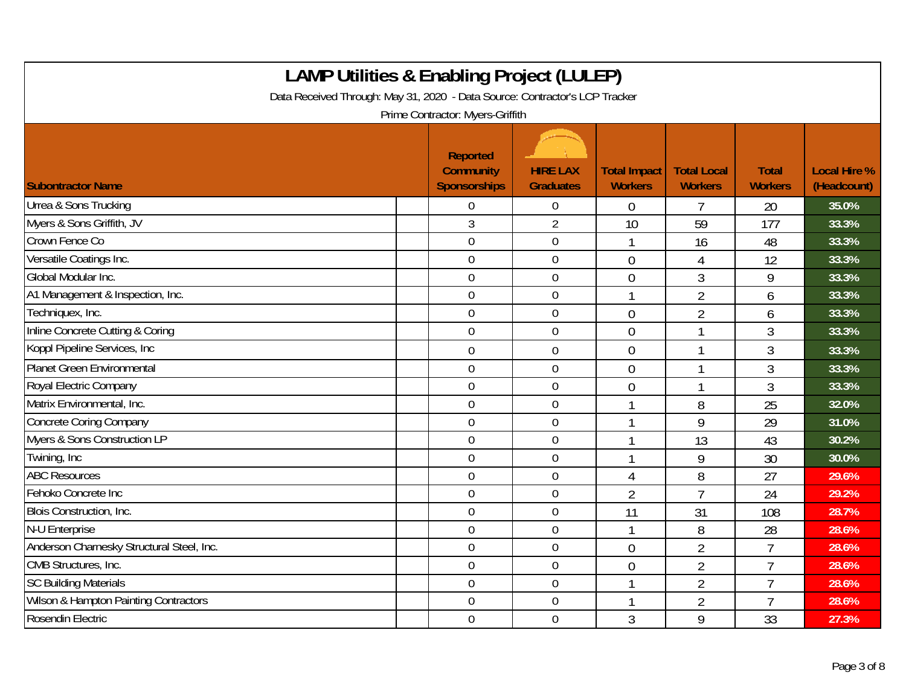# LAMP Utilities & Enabling Project (LULEP)

Data Received Through: May 31, 2020 - Data Source: Contractor's LCP Tracker

Prime Contractor: Myers-Griffith

| Subontractor Name | Reported Community Sponsorships | HIRE LAX Graduates | Total Impact Workers | Total Local Workers | Total Workers | Local Hire % (Headcount) |
|---|---|---|---|---|---|---|
| Urrea & Sons Trucking | 0 | 0 | 0 | 7 | 20 | 35.0% |
| Myers & Sons Griffith, JV | 3 | 2 | 10 | 59 | 177 | 33.3% |
| Crown Fence Co | 0 | 0 | 1 | 16 | 48 | 33.3% |
| Versatile Coatings Inc. | 0 | 0 | 0 | 4 | 12 | 33.3% |
| Global Modular Inc. | 0 | 0 | 0 | 3 | 9 | 33.3% |
| A1 Management & Inspection, Inc. | 0 | 0 | 1 | 2 | 6 | 33.3% |
| Techniquex, Inc. | 0 | 0 | 0 | 2 | 6 | 33.3% |
| Inline Concrete Cutting & Coring | 0 | 0 | 0 | 1 | 3 | 33.3% |
| Koppl Pipeline Services, Inc | 0 | 0 | 0 | 1 | 3 | 33.3% |
| Planet Green Environmental | 0 | 0 | 0 | 1 | 3 | 33.3% |
| Royal Electric Company | 0 | 0 | 0 | 1 | 3 | 33.3% |
| Matrix Environmental, Inc. | 0 | 0 | 1 | 8 | 25 | 32.0% |
| Concrete Coring Company | 0 | 0 | 1 | 9 | 29 | 31.0% |
| Myers & Sons Construction LP | 0 | 0 | 1 | 13 | 43 | 30.2% |
| Twining, Inc | 0 | 0 | 1 | 9 | 30 | 30.0% |
| ABC Resources | 0 | 0 | 4 | 8 | 27 | 29.6% |
| Fehoko Concrete Inc | 0 | 0 | 2 | 7 | 24 | 29.2% |
| Blois Construction, Inc. | 0 | 0 | 11 | 31 | 108 | 28.7% |
| N-U Enterprise | 0 | 0 | 1 | 8 | 28 | 28.6% |
| Anderson Charnesky Structural Steel, Inc. | 0 | 0 | 0 | 2 | 7 | 28.6% |
| CMB Structures, Inc. | 0 | 0 | 0 | 2 | 7 | 28.6% |
| SC Building Materials | 0 | 0 | 1 | 2 | 7 | 28.6% |
| Wilson & Hampton Painting Contractors | 0 | 0 | 1 | 2 | 7 | 28.6% |
| Rosendin Electric | 0 | 0 | 3 | 9 | 33 | 27.3% |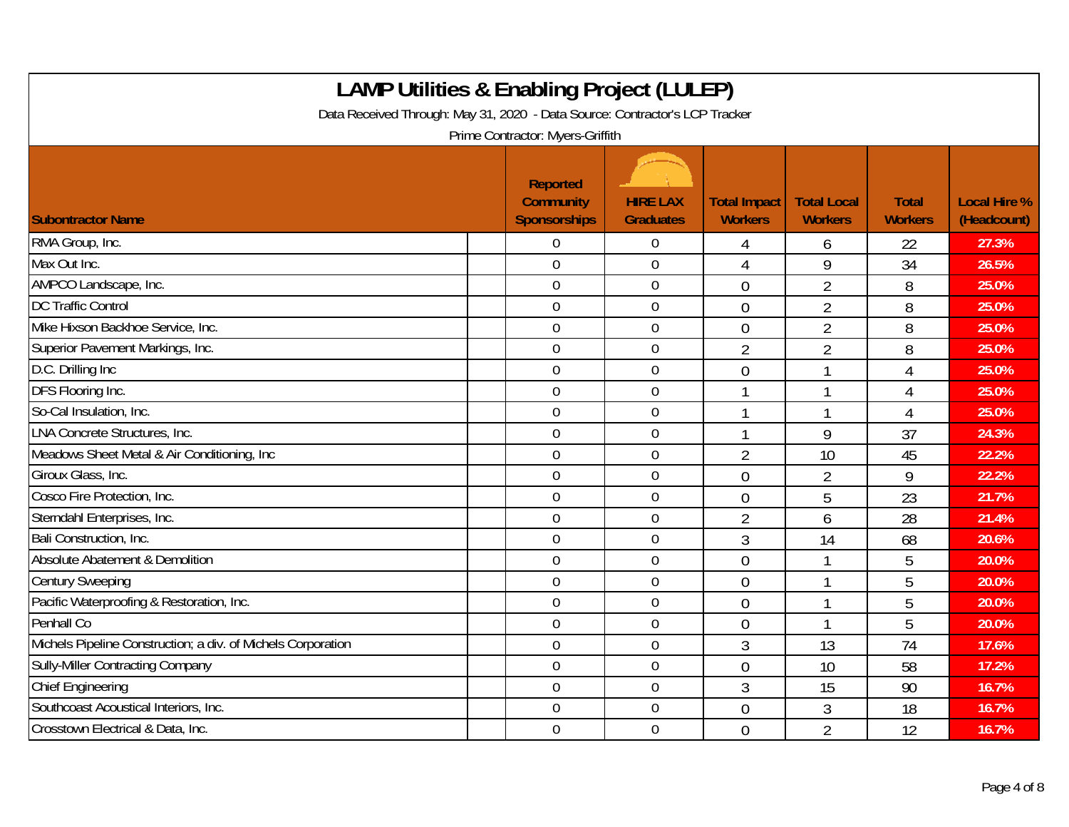# LAMP Utilities & Enabling Project (LULEP)

Data Received Through: May 31, 2020 - Data Source: Contractor's LCP Tracker

Prime Contractor: Myers-Griffith

| Subontractor Name | Reported Community Sponsorships | HIRE LAX Graduates | Total Impact Workers | Total Local Workers | Total Workers | Local Hire % (Headcount) |
|---|---|---|---|---|---|---|
| RMA Group, Inc. | 0 | 0 | 4 | 6 | 22 | 27.3% |
| Max Out Inc. | 0 | 0 | 4 | 9 | 34 | 26.5% |
| AMPCO Landscape, Inc. | 0 | 0 | 0 | 2 | 8 | 25.0% |
| DC Traffic Control | 0 | 0 | 0 | 2 | 8 | 25.0% |
| Mike Hixson Backhoe Service, Inc. | 0 | 0 | 0 | 2 | 8 | 25.0% |
| Superior Pavement Markings, Inc. | 0 | 0 | 2 | 2 | 8 | 25.0% |
| D.C. Drilling Inc | 0 | 0 | 0 | 1 | 4 | 25.0% |
| DFS Flooring Inc. | 0 | 0 | 1 | 1 | 4 | 25.0% |
| So-Cal Insulation, Inc. | 0 | 0 | 1 | 1 | 4 | 25.0% |
| LNA Concrete Structures, Inc. | 0 | 0 | 1 | 9 | 37 | 24.3% |
| Meadows Sheet Metal & Air Conditioning, Inc | 0 | 0 | 2 | 10 | 45 | 22.2% |
| Giroux Glass, Inc. | 0 | 0 | 0 | 2 | 9 | 22.2% |
| Cosco Fire Protection, Inc. | 0 | 0 | 0 | 5 | 23 | 21.7% |
| Sterndahl Enterprises, Inc. | 0 | 0 | 2 | 6 | 28 | 21.4% |
| Bali Construction, Inc. | 0 | 0 | 3 | 14 | 68 | 20.6% |
| Absolute Abatement & Demolition | 0 | 0 | 0 | 1 | 5 | 20.0% |
| Century Sweeping | 0 | 0 | 0 | 1 | 5 | 20.0% |
| Pacific Waterproofing & Restoration, Inc. | 0 | 0 | 0 | 1 | 5 | 20.0% |
| Penhall Co | 0 | 0 | 0 | 1 | 5 | 20.0% |
| Michels Pipeline Construction; a div. of Michels Corporation | 0 | 0 | 3 | 13 | 74 | 17.6% |
| Sully-Miller Contracting Company | 0 | 0 | 0 | 10 | 58 | 17.2% |
| Chief Engineering | 0 | 0 | 3 | 15 | 90 | 16.7% |
| Southcoast Acoustical Interiors, Inc. | 0 | 0 | 0 | 3 | 18 | 16.7% |
| Crosstown Electrical & Data, Inc. | 0 | 0 | 0 | 2 | 12 | 16.7% |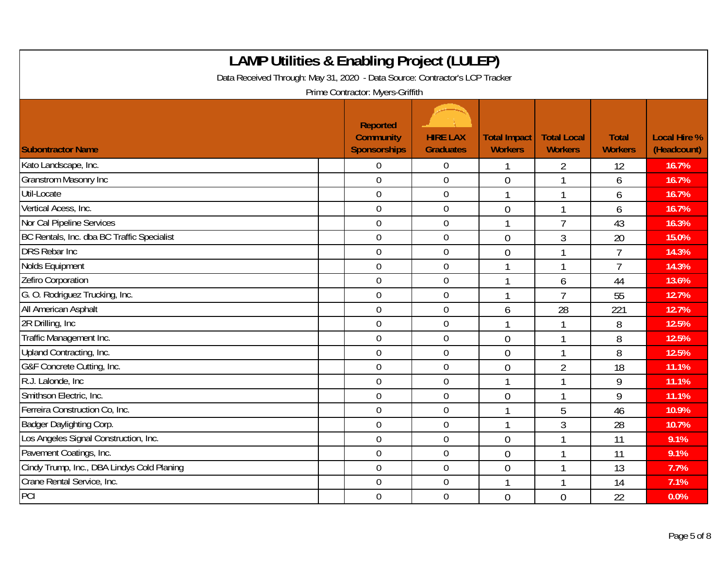# LAMP Utilities & Enabling Project (LULEP)

Data Received Through: May 31, 2020 - Data Source: Contractor's LCP Tracker

Prime Contractor: Myers-Griffith

| Subontractor Name | Reported Community Sponsorships | HIRE LAX Graduates | Total Impact Workers | Total Local Workers | Total Workers | Local Hire % (Headcount) |
|---|---|---|---|---|---|---|
| Kato Landscape, Inc. | 0 | 0 | 1 | 2 | 12 | 16.7% |
| Granstrom Masonry Inc | 0 | 0 | 0 | 1 | 6 | 16.7% |
| Util-Locate | 0 | 0 | 1 | 1 | 6 | 16.7% |
| Vertical Acess, Inc. | 0 | 0 | 0 | 1 | 6 | 16.7% |
| Nor Cal Pipeline Services | 0 | 0 | 1 | 7 | 43 | 16.3% |
| BC Rentals, Inc. dba BC Traffic Specialist | 0 | 0 | 0 | 3 | 20 | 15.0% |
| DRS Rebar Inc | 0 | 0 | 0 | 1 | 7 | 14.3% |
| Nolds Equipment | 0 | 0 | 1 | 1 | 7 | 14.3% |
| Zefiro Corporation | 0 | 0 | 1 | 6 | 44 | 13.6% |
| G. O. Rodriguez Trucking, Inc. | 0 | 0 | 1 | 7 | 55 | 12.7% |
| All American Asphalt | 0 | 0 | 6 | 28 | 221 | 12.7% |
| 2R Drilling, Inc | 0 | 0 | 1 | 1 | 8 | 12.5% |
| Traffic Management Inc. | 0 | 0 | 0 | 1 | 8 | 12.5% |
| Upland Contracting, Inc. | 0 | 0 | 0 | 1 | 8 | 12.5% |
| G&F Concrete Cutting, Inc. | 0 | 0 | 0 | 2 | 18 | 11.1% |
| R.J. Lalonde, Inc | 0 | 0 | 1 | 1 | 9 | 11.1% |
| Smithson Electric, Inc. | 0 | 0 | 0 | 1 | 9 | 11.1% |
| Ferreira Construction Co, Inc. | 0 | 0 | 1 | 5 | 46 | 10.9% |
| Badger Daylighting Corp. | 0 | 0 | 1 | 3 | 28 | 10.7% |
| Los Angeles Signal Construction, Inc. | 0 | 0 | 0 | 1 | 11 | 9.1% |
| Pavement Coatings, Inc. | 0 | 0 | 0 | 1 | 11 | 9.1% |
| Cindy Trump, Inc., DBA Lindys Cold Planing | 0 | 0 | 0 | 1 | 13 | 7.7% |
| Crane Rental Service, Inc. | 0 | 0 | 1 | 1 | 14 | 7.1% |
| PCI | 0 | 0 | 0 | 0 | 22 | 0.0% |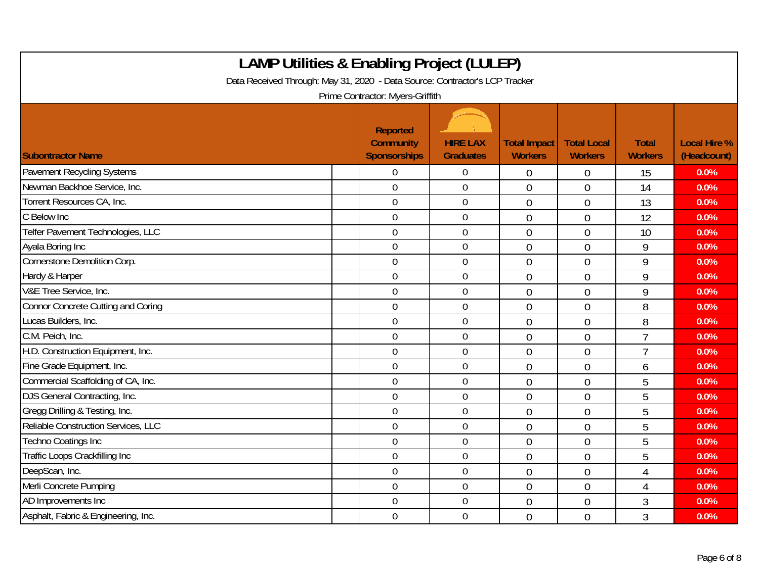# LAMP Utilities & Enabling Project (LULEP)

Data Received Through: May 31, 2020 - Data Source: Contractor's LCP Tracker

Prime Contractor: Myers-Griffith

| Subontractor Name | Reported Community Sponsorships | HIRE LAX Graduates | Total Impact Workers | Total Local Workers | Total Workers | Local Hire % (Headcount) |
|---|---|---|---|---|---|---|
| Pavement Recycling Systems | 0 | 0 | 0 | 0 | 15 | 0.0% |
| Newman Backhoe Service, Inc. | 0 | 0 | 0 | 0 | 14 | 0.0% |
| Torrent Resources CA, Inc. | 0 | 0 | 0 | 0 | 13 | 0.0% |
| C Below Inc | 0 | 0 | 0 | 0 | 12 | 0.0% |
| Telfer Pavement Technologies, LLC | 0 | 0 | 0 | 0 | 10 | 0.0% |
| Ayala Boring Inc | 0 | 0 | 0 | 0 | 9 | 0.0% |
| Cornerstone Demolition Corp. | 0 | 0 | 0 | 0 | 9 | 0.0% |
| Hardy & Harper | 0 | 0 | 0 | 0 | 9 | 0.0% |
| V&E Tree Service, Inc. | 0 | 0 | 0 | 0 | 9 | 0.0% |
| Connor Concrete Cutting and Coring | 0 | 0 | 0 | 0 | 8 | 0.0% |
| Lucas Builders, Inc. | 0 | 0 | 0 | 0 | 8 | 0.0% |
| C.M. Peich, Inc. | 0 | 0 | 0 | 0 | 7 | 0.0% |
| H.D. Construction Equipment, Inc. | 0 | 0 | 0 | 0 | 7 | 0.0% |
| Fine Grade Equipment, Inc. | 0 | 0 | 0 | 0 | 6 | 0.0% |
| Commercial Scaffolding of CA, Inc. | 0 | 0 | 0 | 0 | 5 | 0.0% |
| DJS General Contracting, Inc. | 0 | 0 | 0 | 0 | 5 | 0.0% |
| Gregg Drilling & Testing, Inc. | 0 | 0 | 0 | 0 | 5 | 0.0% |
| Reliable Construction Services, LLC | 0 | 0 | 0 | 0 | 5 | 0.0% |
| Techno Coatings Inc | 0 | 0 | 0 | 0 | 5 | 0.0% |
| Traffic Loops Crackfilling Inc | 0 | 0 | 0 | 0 | 5 | 0.0% |
| DeepScan, Inc. | 0 | 0 | 0 | 0 | 4 | 0.0% |
| Merli Concrete Pumping | 0 | 0 | 0 | 0 | 4 | 0.0% |
| AD Improvements Inc | 0 | 0 | 0 | 0 | 3 | 0.0% |
| Asphalt, Fabric & Engineering, Inc. | 0 | 0 | 0 | 0 | 3 | 0.0% |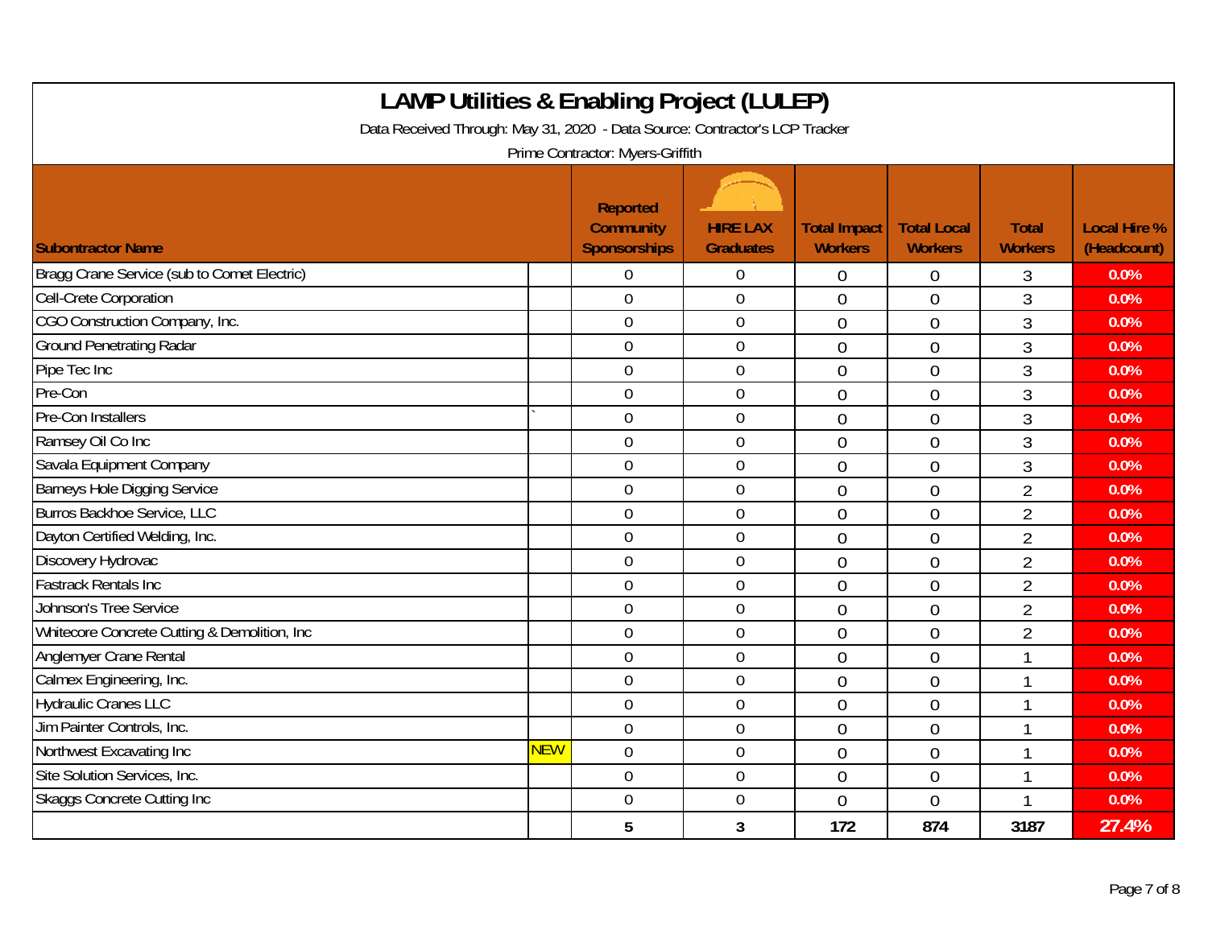# LAMP Utilities & Enabling Project (LULEP)

Data Received Through: May 31, 2020 - Data Source: Contractor's LCP Tracker

Prime Contractor: Myers-Griffith

| Subontractor Name | | Reported Community Sponsorships | HIRE LAX Graduates | Total Impact Workers | Total Local Workers | Total Workers | Local Hire % (Headcount) |
|---|---|---|---|---|---|---|---|
| Bragg Crane Service (sub to Comet Electric) | | 0 | 0 | 0 | 0 | 3 | 0.0% |
| Cell-Crete Corporation | | 0 | 0 | 0 | 0 | 3 | 0.0% |
| CGO Construction Company, Inc. | | 0 | 0 | 0 | 0 | 3 | 0.0% |
| Ground Penetrating Radar | | 0 | 0 | 0 | 0 | 3 | 0.0% |
| Pipe Tec Inc | | 0 | 0 | 0 | 0 | 3 | 0.0% |
| Pre-Con | | 0 | 0 | 0 | 0 | 3 | 0.0% |
| Pre-Con Installers | ` | 0 | 0 | 0 | 0 | 3 | 0.0% |
| Ramsey Oil Co Inc | | 0 | 0 | 0 | 0 | 3 | 0.0% |
| Savala Equipment Company | | 0 | 0 | 0 | 0 | 3 | 0.0% |
| Barneys Hole Digging Service | | 0 | 0 | 0 | 0 | 2 | 0.0% |
| Burros Backhoe Service, LLC | | 0 | 0 | 0 | 0 | 2 | 0.0% |
| Dayton Certified Welding, Inc. | | 0 | 0 | 0 | 0 | 2 | 0.0% |
| Discovery Hydrovac | | 0 | 0 | 0 | 0 | 2 | 0.0% |
| Fastrack Rentals Inc | | 0 | 0 | 0 | 0 | 2 | 0.0% |
| Johnson's Tree Service | | 0 | 0 | 0 | 0 | 2 | 0.0% |
| Whitecore Concrete Cutting & Demolition, Inc | | 0 | 0 | 0 | 0 | 2 | 0.0% |
| Anglemyer Crane Rental | | 0 | 0 | 0 | 0 | 1 | 0.0% |
| Calmex Engineering, Inc. | | 0 | 0 | 0 | 0 | 1 | 0.0% |
| Hydraulic Cranes LLC | | 0 | 0 | 0 | 0 | 1 | 0.0% |
| Jim Painter Controls, Inc. | | 0 | 0 | 0 | 0 | 1 | 0.0% |
| Northwest Excavating Inc | NEW | 0 | 0 | 0 | 0 | 1 | 0.0% |
| Site Solution Services, Inc. | | 0 | 0 | 0 | 0 | 1 | 0.0% |
| Skaggs Concrete Cutting Inc | | 0 | 0 | 0 | 0 | 1 | 0.0% |
| | | **5** | **3** | **172** | **874** | **3187** | **27.4%** |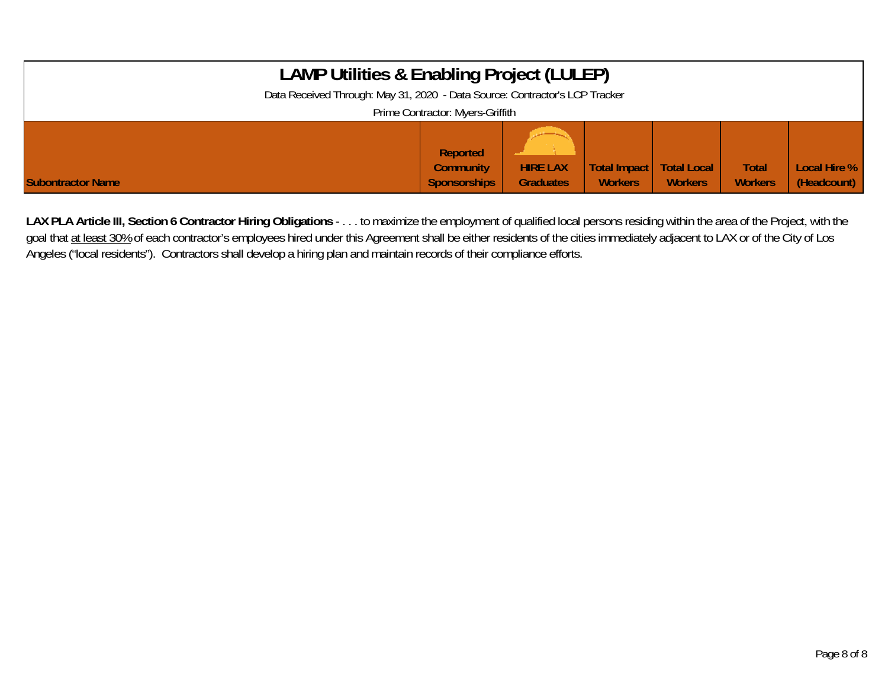| LAMP Utilities & Enabling Project (LULEP) | | | | | | |
|---|---|---|---|---|---|---|
| Data Received Through: May 31, 2020 - Data Source: Contractor's LCP Tracker | | | | | | |
| Prime Contractor: Myers-Griffith | | | | | | |
| Subontractor Name | Reported Community Sponsorships | HIRE LAX Graduates | Total Impact Workers | Total Local Workers | Total Workers | Local Hire % (Headcount) |

**LAX PLA Article III, Section 6 Contractor Hiring Obligations** - . . . to maximize the employment of qualified local persons residing within the area of the Project, with the goal that <u>at least 30%</u> of each contractor's employees hired under this Agreement shall be either residents of the cities immediately adjacent to LAX or of the City of Los Angeles ("local residents"). Contractors shall develop a hiring plan and maintain records of their compliance efforts.